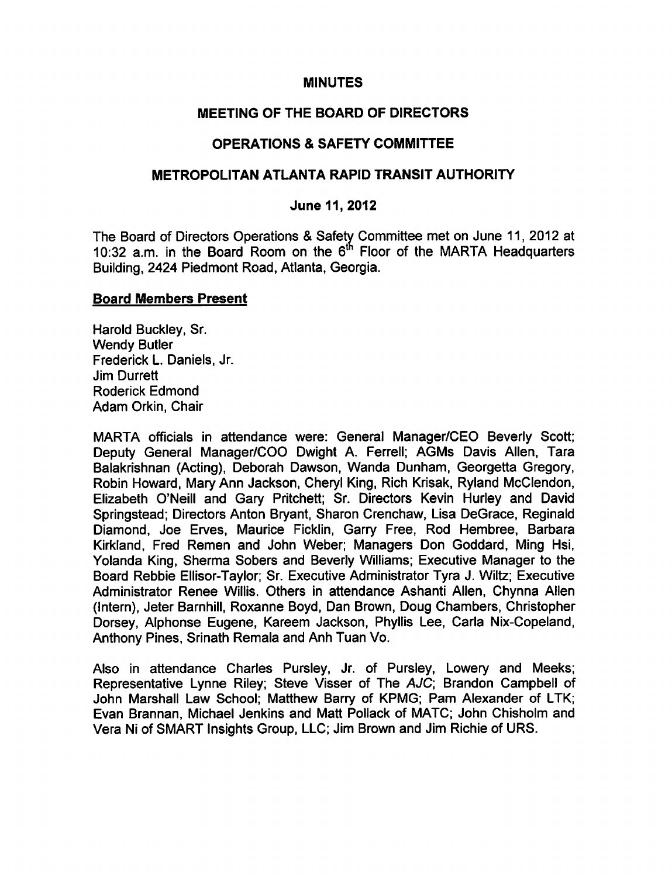# MINUTES

## MEETING OF THE BOARD OF DIRECTORS

## OPERATIONS & SAFETY COMMITTEE

## METROPOLITAN ATLANTA RAPID TRANSIT AUTHORITY

### June 11, 2012

The Board of Directors Operations & Safety Committee met on June 11, 2012 at 10:32 a.m. in the Board Room on the 6th Floor of the MARTA Headquarters Building, 2424 Piedmont Road, Atlanta, Georgia.

**Board Members Present**

Harold Buckley, Sr.
Wendy Butler
Frederick L. Daniels, Jr.
Jim Durrett
Roderick Edmond
Adam Orkin, Chair

MARTA officials in attendance were: General Manager/CEO Beverly Scott; Deputy General Manager/COO Dwight A. Ferrell; AGMs Davis Allen, Tara Balakrishnan (Acting), Deborah Dawson, Wanda Dunham, Georgetta Gregory, Robin Howard, Mary Ann Jackson, Cheryl King, Rich Krisak, Ryland McClendon, Elizabeth O'Neill and Gary Pritchett; Sr. Directors Kevin Hurley and David Springstead; Directors Anton Bryant, Sharon Crenchaw, Lisa DeGrace, Reginald Diamond, Joe Erves, Maurice Ficklin, Garry Free, Rod Hembree, Barbara Kirkland, Fred Remen and John Weber; Managers Don Goddard, Ming Hsi, Yolanda King, Sherma Sobers and Beverly Williams; Executive Manager to the Board Rebbie Ellisor-Taylor; Sr. Executive Administrator Tyra J. Wiltz; Executive Administrator Renee Willis. Others in attendance Ashanti Allen, Chynna Allen (Intern), Jeter Barnhill, Roxanne Boyd, Dan Brown, Doug Chambers, Christopher Dorsey, Alphonse Eugene, Kareem Jackson, Phyllis Lee, Carla Nix-Copeland, Anthony Pines, Srinath Remala and Anh Tuan Vo.

Also in attendance Charles Pursley, Jr. of Pursley, Lowery and Meeks; Representative Lynne Riley; Steve Visser of The *AJC*; Brandon Campbell of John Marshall Law School; Matthew Barry of KPMG; Pam Alexander of LTK; Evan Brannan, Michael Jenkins and Matt Pollack of MATC; John Chisholm and Vera Ni of SMART Insights Group, LLC; Jim Brown and Jim Richie of URS.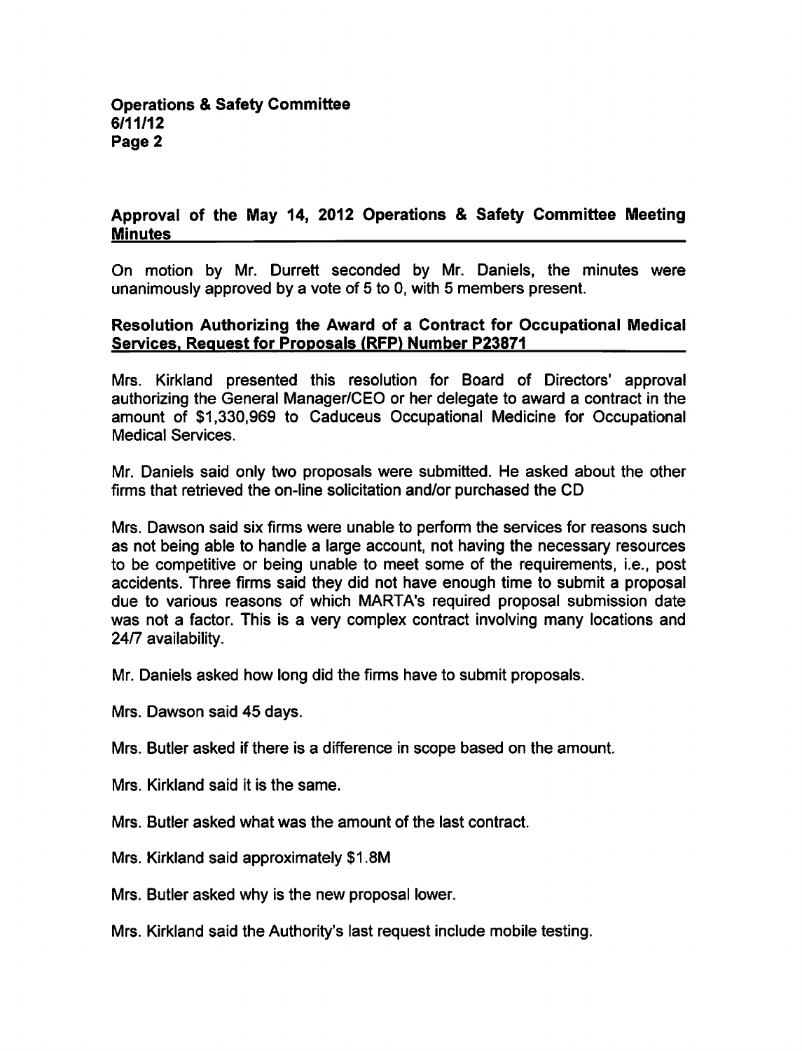## Approval of the May 14, 2012 Operations & Safety Committee Meeting Minutes

On motion by Mr. Durrett seconded by Mr. Daniels, the minutes were unanimously approved by a vote of 5 to 0, with 5 members present.

## Resolution Authorizing the Award of a Contract for Occupational Medical Services, Request for Proposals (RFP) Number P23871

Mrs. Kirkland presented this resolution for Board of Directors' approval authorizing the General Manager/CEO or her delegate to award a contract in the amount of $1,330,969 to Caduceus Occupational Medicine for Occupational Medical Services.

Mr. Daniels said only two proposals were submitted. He asked about the other firms that retrieved the on-line solicitation and/or purchased the CD

Mrs. Dawson said six firms were unable to perform the services for reasons such as not being able to handle a large account, not having the necessary resources to be competitive or being unable to meet some of the requirements, i.e., post accidents. Three firms said they did not have enough time to submit a proposal due to various reasons of which MARTA's required proposal submission date was not a factor. This is a very complex contract involving many locations and 24/7 availability.

Mr. Daniels asked how long did the firms have to submit proposals.

Mrs. Dawson said 45 days.

Mrs. Butler asked if there is a difference in scope based on the amount.

Mrs. Kirkland said it is the same.

Mrs. Butler asked what was the amount of the last contract.

Mrs. Kirkland said approximately $1.8M

Mrs. Butler asked why is the new proposal lower.

Mrs. Kirkland said the Authority's last request include mobile testing.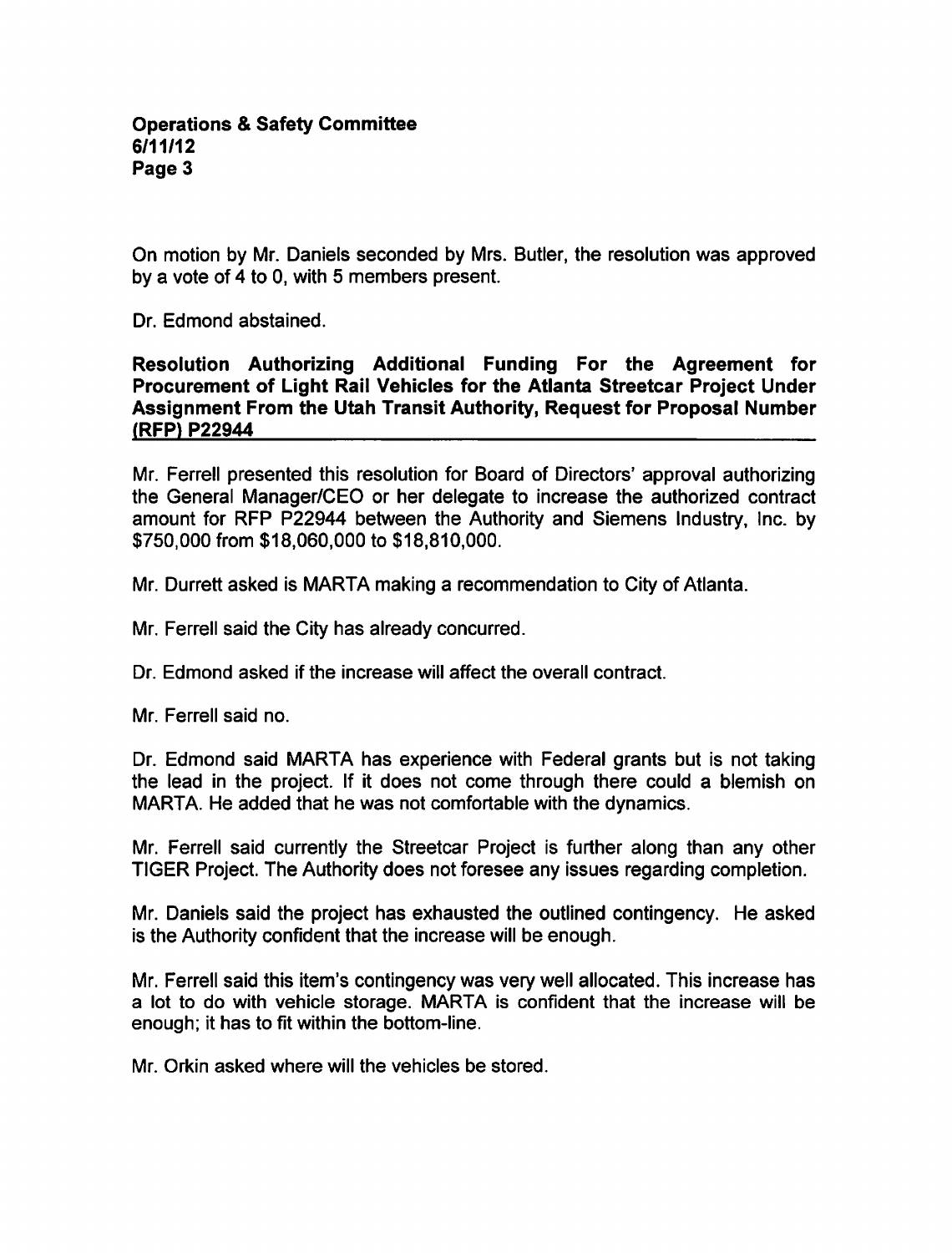On motion by Mr. Daniels seconded by Mrs. Butler, the resolution was approved by a vote of 4 to 0, with 5 members present.

Dr. Edmond abstained.

**Resolution Authorizing Additional Funding For the Agreement for Procurement of Light Rail Vehicles for the Atlanta Streetcar Project Under Assignment From the Utah Transit Authority, Request for Proposal Number (RFP) P22944**

Mr. Ferrell presented this resolution for Board of Directors' approval authorizing the General Manager/CEO or her delegate to increase the authorized contract amount for RFP P22944 between the Authority and Siemens Industry, Inc. by $750,000 from $18,060,000 to $18,810,000.

Mr. Durrett asked is MARTA making a recommendation to City of Atlanta.

Mr. Ferrell said the City has already concurred.

Dr. Edmond asked if the increase will affect the overall contract.

Mr. Ferrell said no.

Dr. Edmond said MARTA has experience with Federal grants but is not taking the lead in the project. If it does not come through there could a blemish on MARTA. He added that he was not comfortable with the dynamics.

Mr. Ferrell said currently the Streetcar Project is further along than any other TIGER Project. The Authority does not foresee any issues regarding completion.

Mr. Daniels said the project has exhausted the outlined contingency. He asked is the Authority confident that the increase will be enough.

Mr. Ferrell said this item's contingency was very well allocated. This increase has a lot to do with vehicle storage. MARTA is confident that the increase will be enough; it has to fit within the bottom-line.

Mr. Orkin asked where will the vehicles be stored.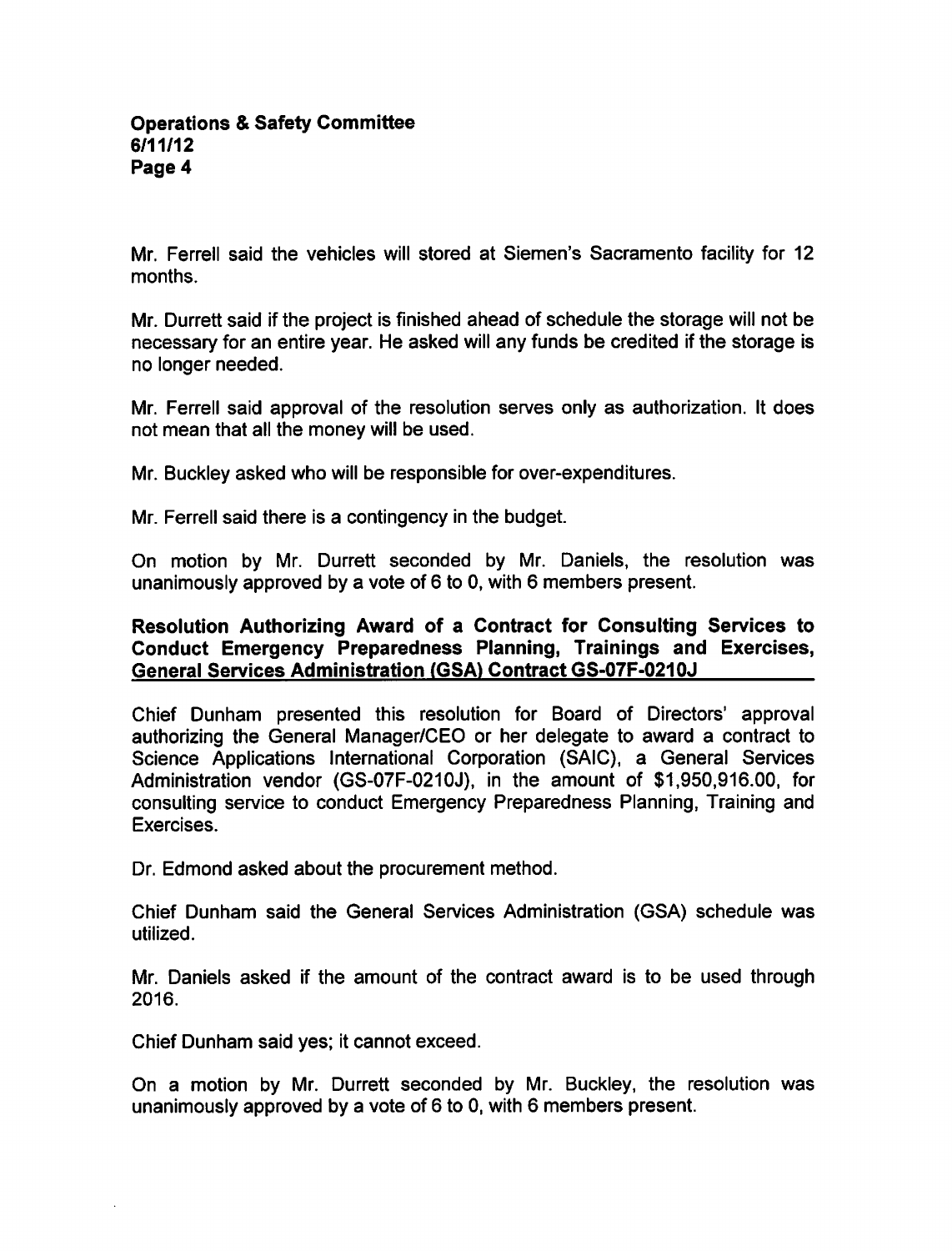Mr. Ferrell said the vehicles will stored at Siemen's Sacramento facility for 12 months.

Mr. Durrett said if the project is finished ahead of schedule the storage will not be necessary for an entire year. He asked will any funds be credited if the storage is no longer needed.

Mr. Ferrell said approval of the resolution serves only as authorization. It does not mean that all the money will be used.

Mr. Buckley asked who will be responsible for over-expenditures.

Mr. Ferrell said there is a contingency in the budget.

On motion by Mr. Durrett seconded by Mr. Daniels, the resolution was unanimously approved by a vote of 6 to 0, with 6 members present.

**Resolution Authorizing Award of a Contract for Consulting Services to Conduct Emergency Preparedness Planning, Trainings and Exercises, General Services Administration (GSA) Contract GS-07F-0210J**

Chief Dunham presented this resolution for Board of Directors' approval authorizing the General Manager/CEO or her delegate to award a contract to Science Applications International Corporation (SAIC), a General Services Administration vendor (GS-07F-0210J), in the amount of $1,950,916.00, for consulting service to conduct Emergency Preparedness Planning, Training and Exercises.

Dr. Edmond asked about the procurement method.

Chief Dunham said the General Services Administration (GSA) schedule was utilized.

Mr. Daniels asked if the amount of the contract award is to be used through 2016.

Chief Dunham said yes; it cannot exceed.

On a motion by Mr. Durrett seconded by Mr. Buckley, the resolution was unanimously approved by a vote of 6 to 0, with 6 members present.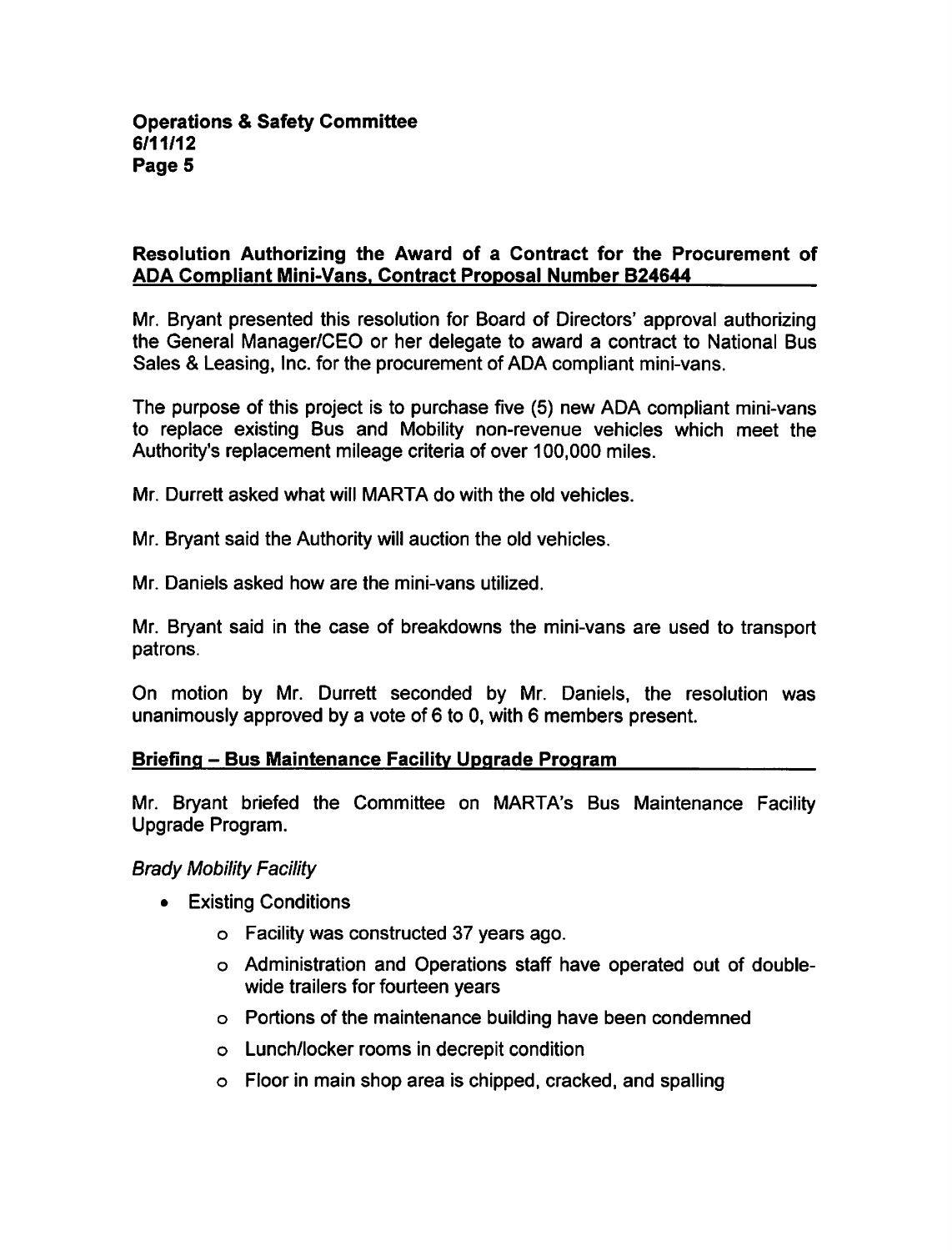## Resolution Authorizing the Award of a Contract for the Procurement of ADA Compliant Mini-Vans, Contract Proposal Number B24644

Mr. Bryant presented this resolution for Board of Directors' approval authorizing the General Manager/CEO or her delegate to award a contract to National Bus Sales & Leasing, Inc. for the procurement of ADA compliant mini-vans.

The purpose of this project is to purchase five (5) new ADA compliant mini-vans to replace existing Bus and Mobility non-revenue vehicles which meet the Authority's replacement mileage criteria of over 100,000 miles.

Mr. Durrett asked what will MARTA do with the old vehicles.

Mr. Bryant said the Authority will auction the old vehicles.

Mr. Daniels asked how are the mini-vans utilized.

Mr. Bryant said in the case of breakdowns the mini-vans are used to transport patrons.

On motion by Mr. Durrett seconded by Mr. Daniels, the resolution was unanimously approved by a vote of 6 to 0, with 6 members present.

## Briefing – Bus Maintenance Facility Upgrade Program

Mr. Bryant briefed the Committee on MARTA's Bus Maintenance Facility Upgrade Program.

*Brady Mobility Facility*

- Existing Conditions
  - Facility was constructed 37 years ago.
  - Administration and Operations staff have operated out of double-wide trailers for fourteen years
  - Portions of the maintenance building have been condemned
  - Lunch/locker rooms in decrepit condition
  - Floor in main shop area is chipped, cracked, and spalling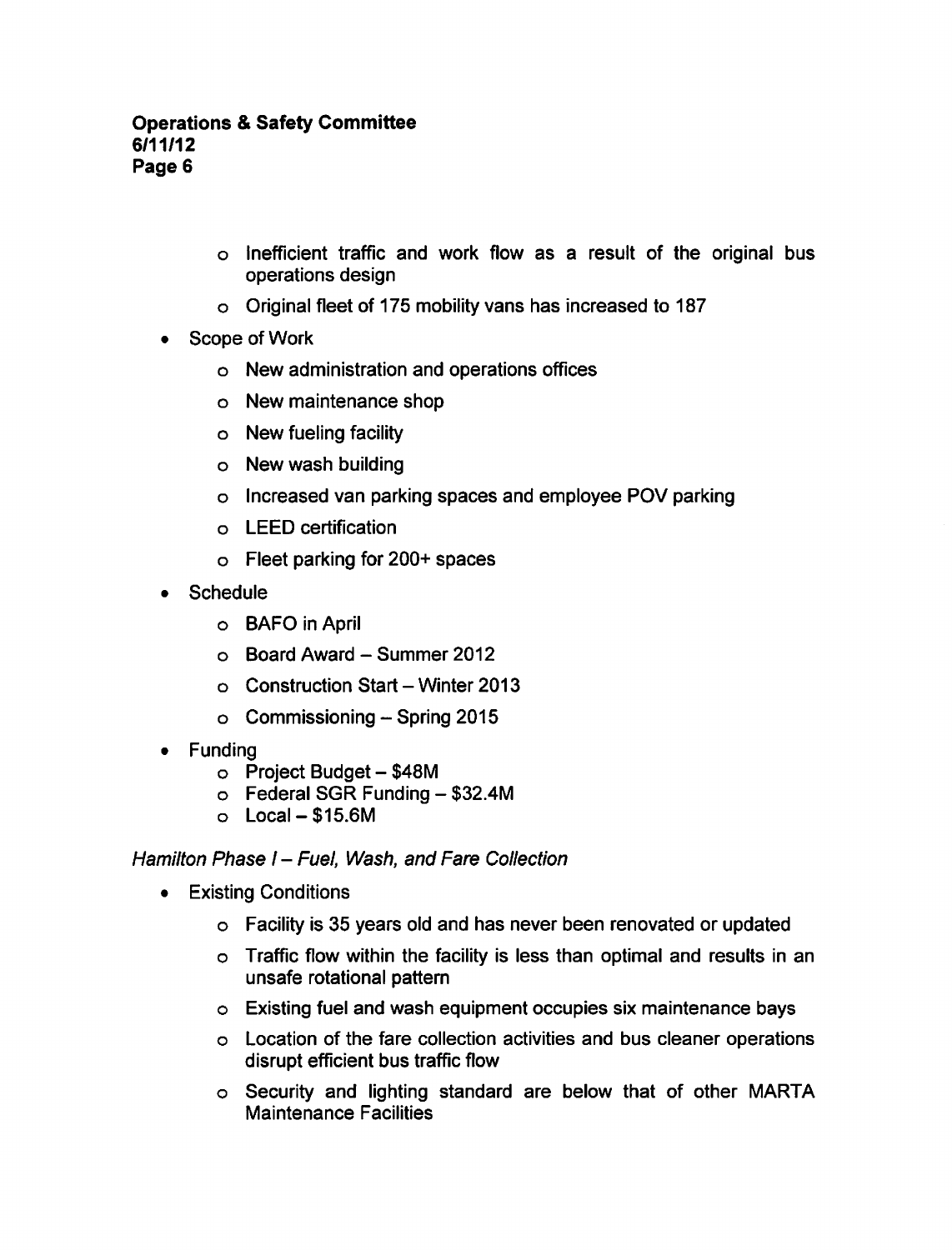- Inefficient traffic and work flow as a result of the original bus operations design
  - Original fleet of 175 mobility vans has increased to 187

- Scope of Work
  - New administration and operations offices
  - New maintenance shop
  - New fueling facility
  - New wash building
  - Increased van parking spaces and employee POV parking
  - LEED certification
  - Fleet parking for 200+ spaces

- Schedule
  - BAFO in April
  - Board Award – Summer 2012
  - Construction Start – Winter 2013
  - Commissioning – Spring 2015

- Funding
  - Project Budget – $48M
  - Federal SGR Funding – $32.4M
  - Local – $15.6M

*Hamilton Phase I – Fuel, Wash, and Fare Collection*

- Existing Conditions
  - Facility is 35 years old and has never been renovated or updated
  - Traffic flow within the facility is less than optimal and results in an unsafe rotational pattern
  - Existing fuel and wash equipment occupies six maintenance bays
  - Location of the fare collection activities and bus cleaner operations disrupt efficient bus traffic flow
  - Security and lighting standard are below that of other MARTA Maintenance Facilities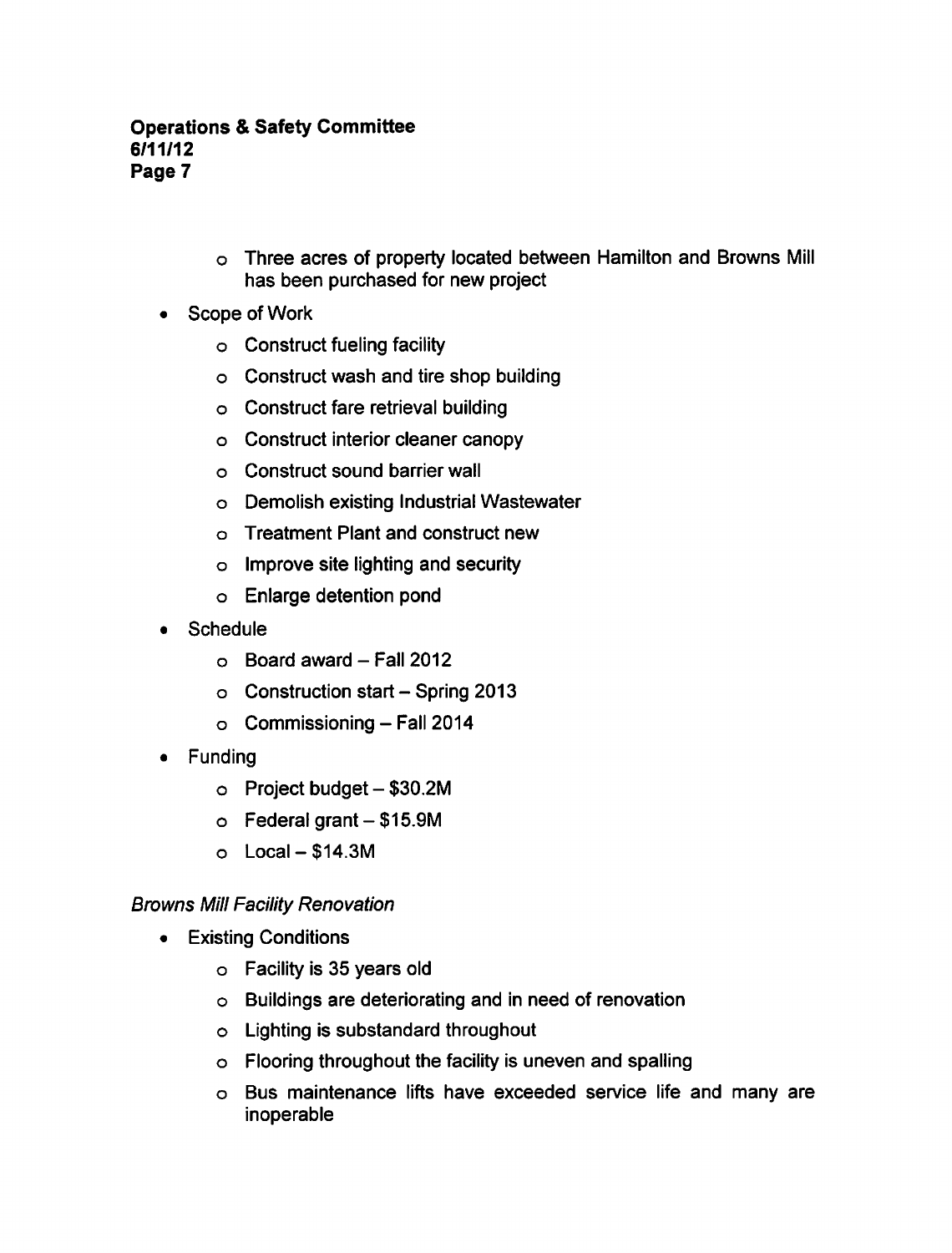- Three acres of property located between Hamilton and Browns Mill has been purchased for new project

- Scope of Work
    - Construct fueling facility
    - Construct wash and tire shop building
    - Construct fare retrieval building
    - Construct interior cleaner canopy
    - Construct sound barrier wall
    - Demolish existing Industrial Wastewater
    - Treatment Plant and construct new
    - Improve site lighting and security
    - Enlarge detention pond
- Schedule
    - Board award – Fall 2012
    - Construction start – Spring 2013
    - Commissioning – Fall 2014
- Funding
    - Project budget – $30.2M
    - Federal grant – $15.9M
    - Local – $14.3M

*Browns Mill Facility Renovation*

- Existing Conditions
    - Facility is 35 years old
    - Buildings are deteriorating and in need of renovation
    - Lighting is substandard throughout
    - Flooring throughout the facility is uneven and spalling
    - Bus maintenance lifts have exceeded service life and many are inoperable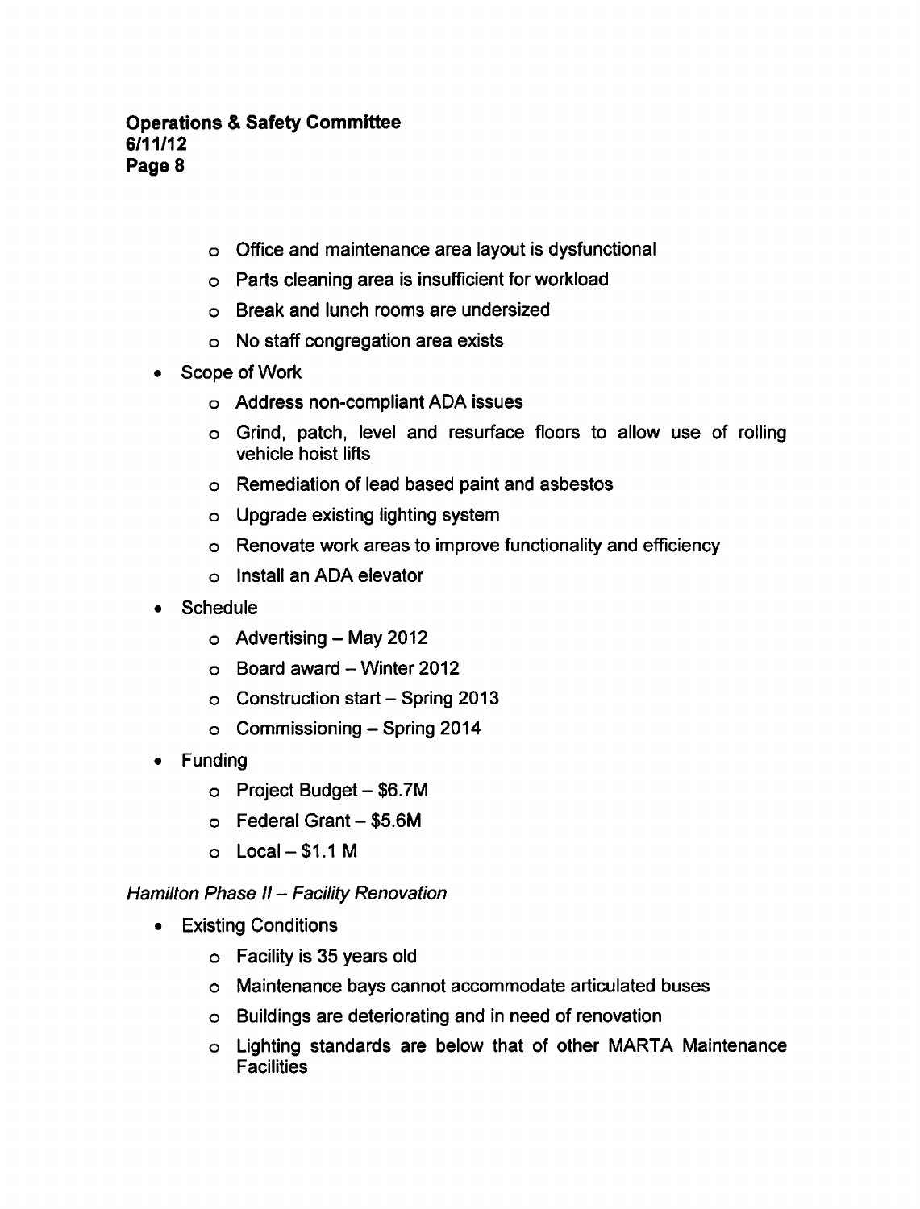- Office and maintenance area layout is dysfunctional
  - Parts cleaning area is insufficient for workload
  - Break and lunch rooms are undersized
  - No staff congregation area exists
- Scope of Work
  - Address non-compliant ADA issues
  - Grind, patch, level and resurface floors to allow use of rolling vehicle hoist lifts
  - Remediation of lead based paint and asbestos
  - Upgrade existing lighting system
  - Renovate work areas to improve functionality and efficiency
  - Install an ADA elevator
- Schedule
  - Advertising – May 2012
  - Board award – Winter 2012
  - Construction start – Spring 2013
  - Commissioning – Spring 2014
- Funding
  - Project Budget – $6.7M
  - Federal Grant – $5.6M
  - Local – $1.1 M

*Hamilton Phase II – Facility Renovation*

- Existing Conditions
  - Facility is 35 years old
  - Maintenance bays cannot accommodate articulated buses
  - Buildings are deteriorating and in need of renovation
  - Lighting standards are below that of other MARTA Maintenance Facilities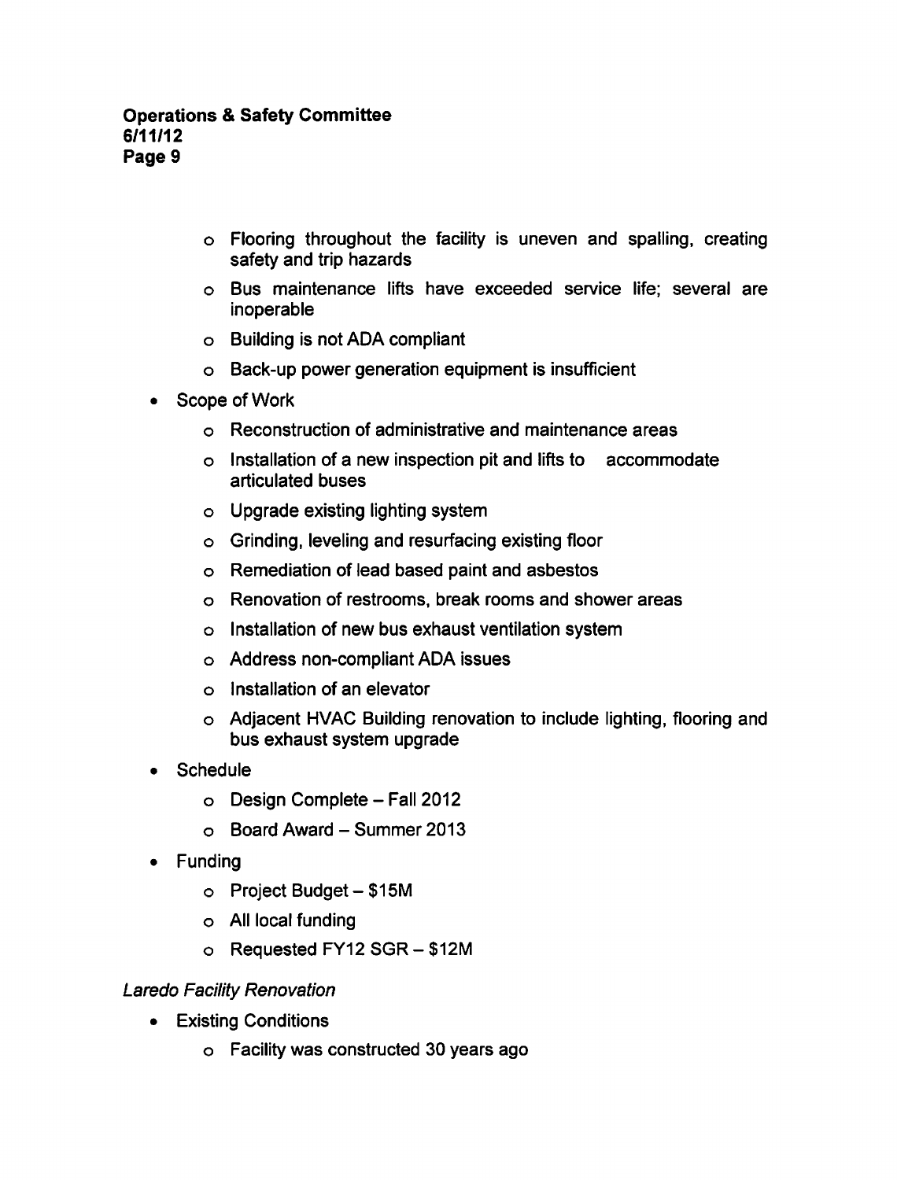- Flooring throughout the facility is uneven and spalling, creating safety and trip hazards
  - Bus maintenance lifts have exceeded service life; several are inoperable
  - Building is not ADA compliant
  - Back-up power generation equipment is insufficient
- Scope of Work
  - Reconstruction of administrative and maintenance areas
  - Installation of a new inspection pit and lifts to accommodate articulated buses
  - Upgrade existing lighting system
  - Grinding, leveling and resurfacing existing floor
  - Remediation of lead based paint and asbestos
  - Renovation of restrooms, break rooms and shower areas
  - Installation of new bus exhaust ventilation system
  - Address non-compliant ADA issues
  - Installation of an elevator
  - Adjacent HVAC Building renovation to include lighting, flooring and bus exhaust system upgrade
- Schedule
  - Design Complete – Fall 2012
  - Board Award – Summer 2013
- Funding
  - Project Budget – $15M
  - All local funding
  - Requested FY12 SGR – $12M

*Laredo Facility Renovation*

- Existing Conditions
  - Facility was constructed 30 years ago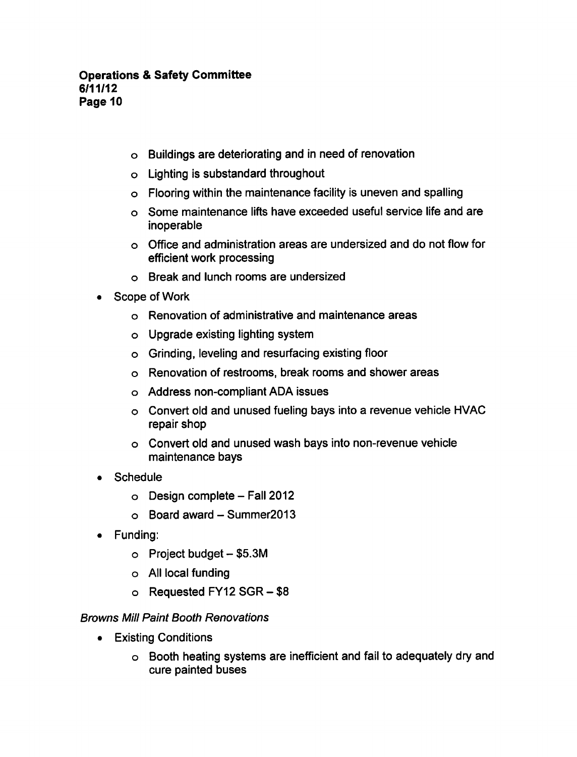- Buildings are deteriorating and in need of renovation
- Lighting is substandard throughout
- Flooring within the maintenance facility is uneven and spalling
- Some maintenance lifts have exceeded useful service life and are inoperable
- Office and administration areas are undersized and do not flow for efficient work processing
- Break and lunch rooms are undersized

- Scope of Work
  - Renovation of administrative and maintenance areas
  - Upgrade existing lighting system
  - Grinding, leveling and resurfacing existing floor
  - Renovation of restrooms, break rooms and shower areas
  - Address non-compliant ADA issues
  - Convert old and unused fueling bays into a revenue vehicle HVAC repair shop
  - Convert old and unused wash bays into non-revenue vehicle maintenance bays
- Schedule
  - Design complete – Fall 2012
  - Board award – Summer2013
- Funding:
  - Project budget – $5.3M
  - All local funding
  - Requested FY12 SGR – $8

*Browns Mill Paint Booth Renovations*

- Existing Conditions
  - Booth heating systems are inefficient and fail to adequately dry and cure painted buses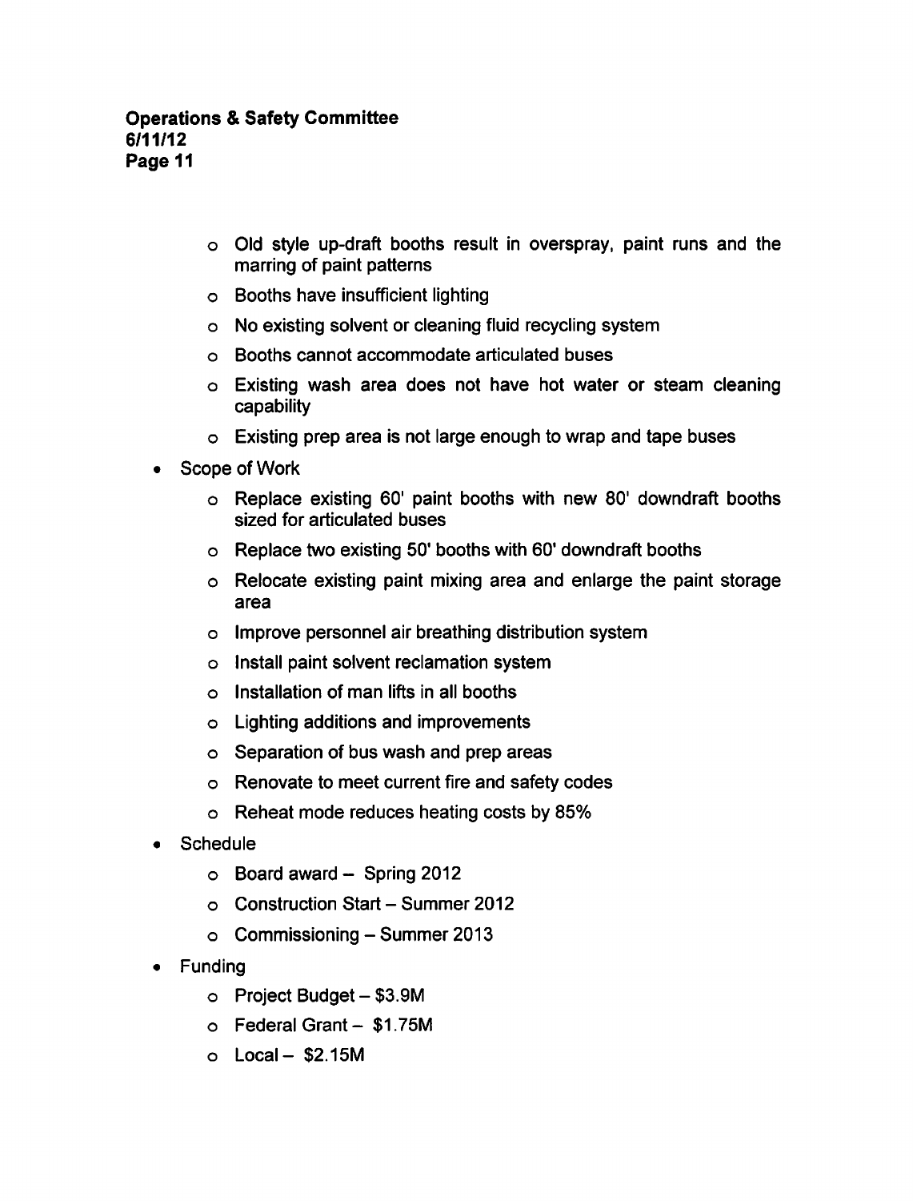- Old style up-draft booths result in overspray, paint runs and the marring of paint patterns
  - Booths have insufficient lighting
  - No existing solvent or cleaning fluid recycling system
  - Booths cannot accommodate articulated buses
  - Existing wash area does not have hot water or steam cleaning capability
  - Existing prep area is not large enough to wrap and tape buses
- Scope of Work
  - Replace existing 60' paint booths with new 80' downdraft booths sized for articulated buses
  - Replace two existing 50' booths with 60' downdraft booths
  - Relocate existing paint mixing area and enlarge the paint storage area
  - Improve personnel air breathing distribution system
  - Install paint solvent reclamation system
  - Installation of man lifts in all booths
  - Lighting additions and improvements
  - Separation of bus wash and prep areas
  - Renovate to meet current fire and safety codes
  - Reheat mode reduces heating costs by 85%
- Schedule
  - Board award – Spring 2012
  - Construction Start – Summer 2012
  - Commissioning – Summer 2013
- Funding
  - Project Budget – $3.9M
  - Federal Grant – $1.75M
  - Local – $2.15M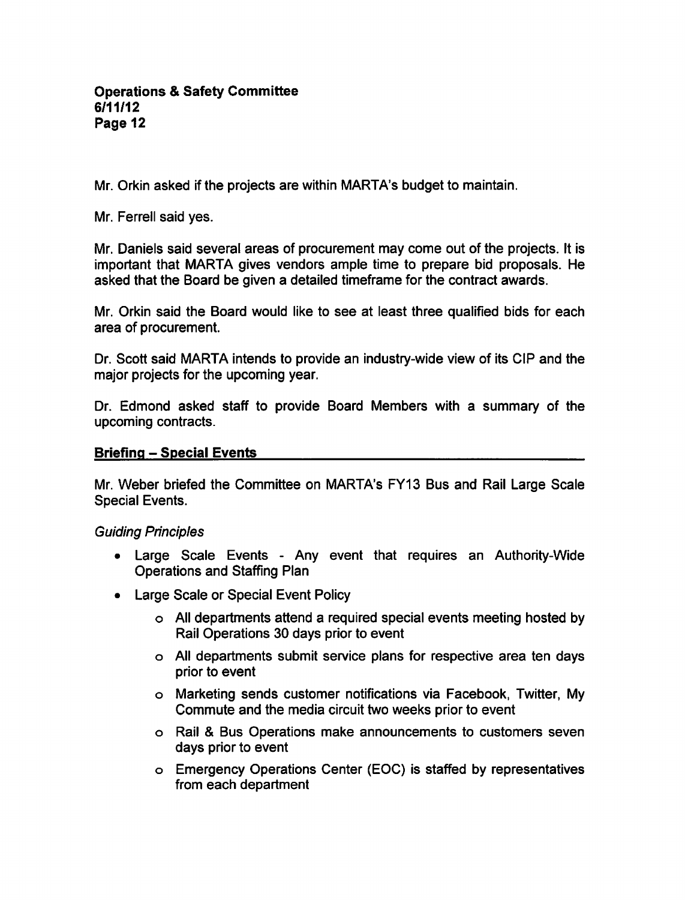Mr. Orkin asked if the projects are within MARTA's budget to maintain.

Mr. Ferrell said yes.

Mr. Daniels said several areas of procurement may come out of the projects. It is important that MARTA gives vendors ample time to prepare bid proposals. He asked that the Board be given a detailed timeframe for the contract awards.

Mr. Orkin said the Board would like to see at least three qualified bids for each area of procurement.

Dr. Scott said MARTA intends to provide an industry-wide view of its CIP and the major projects for the upcoming year.

Dr. Edmond asked staff to provide Board Members with a summary of the upcoming contracts.

## Briefing – Special Events

Mr. Weber briefed the Committee on MARTA's FY13 Bus and Rail Large Scale Special Events.

*Guiding Principles*

- Large Scale Events - Any event that requires an Authority-Wide Operations and Staffing Plan
- Large Scale or Special Event Policy
  - All departments attend a required special events meeting hosted by Rail Operations 30 days prior to event
  - All departments submit service plans for respective area ten days prior to event
  - Marketing sends customer notifications via Facebook, Twitter, My Commute and the media circuit two weeks prior to event
  - Rail & Bus Operations make announcements to customers seven days prior to event
  - Emergency Operations Center (EOC) is staffed by representatives from each department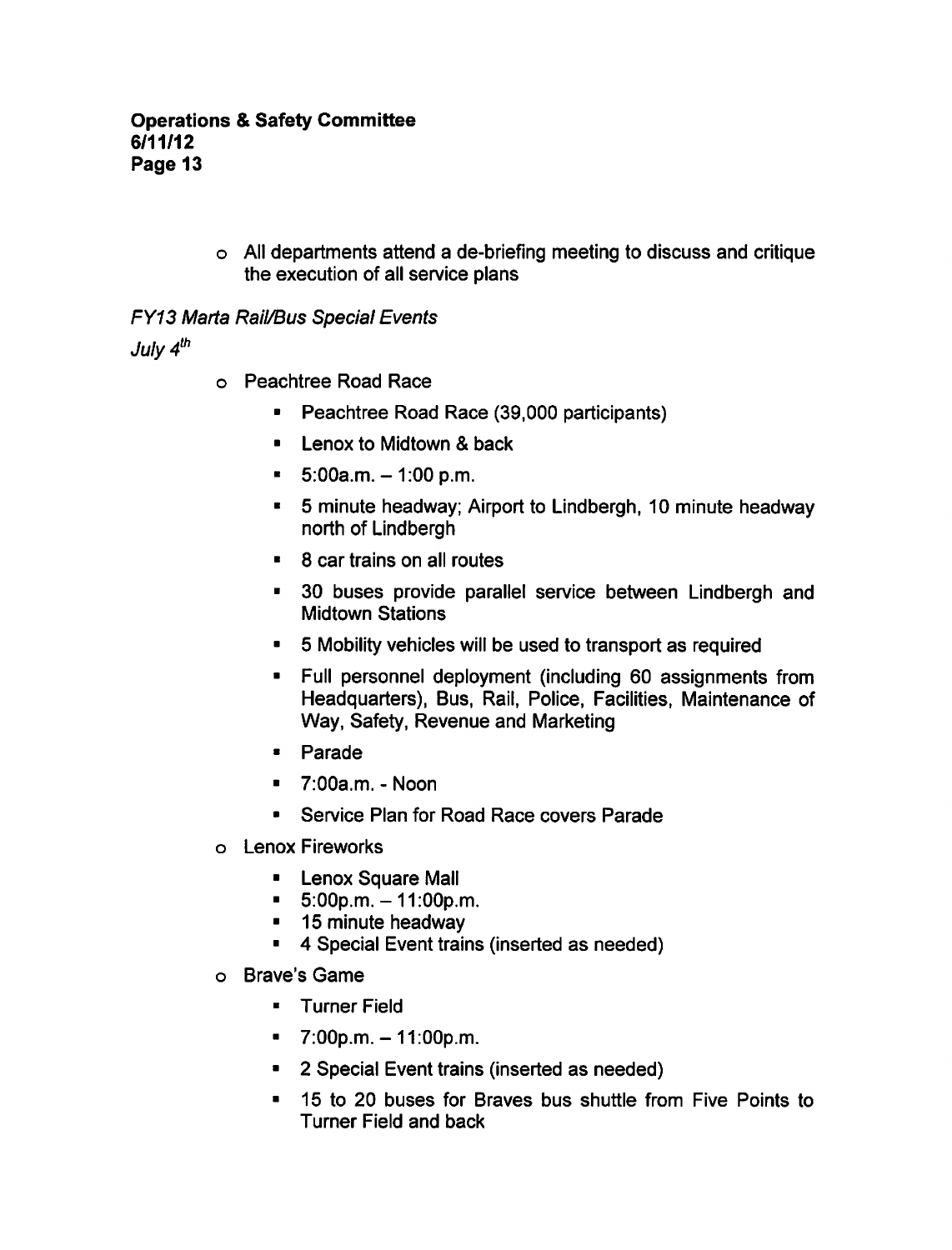- All departments attend a de-briefing meeting to discuss and critique the execution of all service plans

*FY13 Marta Rail/Bus Special Events*

*July 4th*

- Peachtree Road Race
  - Peachtree Road Race (39,000 participants)
  - Lenox to Midtown & back
  - 5:00a.m. – 1:00 p.m.
  - 5 minute headway; Airport to Lindbergh, 10 minute headway north of Lindbergh
  - 8 car trains on all routes
  - 30 buses provide parallel service between Lindbergh and Midtown Stations
  - 5 Mobility vehicles will be used to transport as required
  - Full personnel deployment (including 60 assignments from Headquarters), Bus, Rail, Police, Facilities, Maintenance of Way, Safety, Revenue and Marketing
  - Parade
  - 7:00a.m. - Noon
  - Service Plan for Road Race covers Parade
- Lenox Fireworks
  - Lenox Square Mall
  - 5:00p.m. – 11:00p.m.
  - 15 minute headway
  - 4 Special Event trains (inserted as needed)
- Brave's Game
  - Turner Field
  - 7:00p.m. – 11:00p.m.
  - 2 Special Event trains (inserted as needed)
  - 15 to 20 buses for Braves bus shuttle from Five Points to Turner Field and back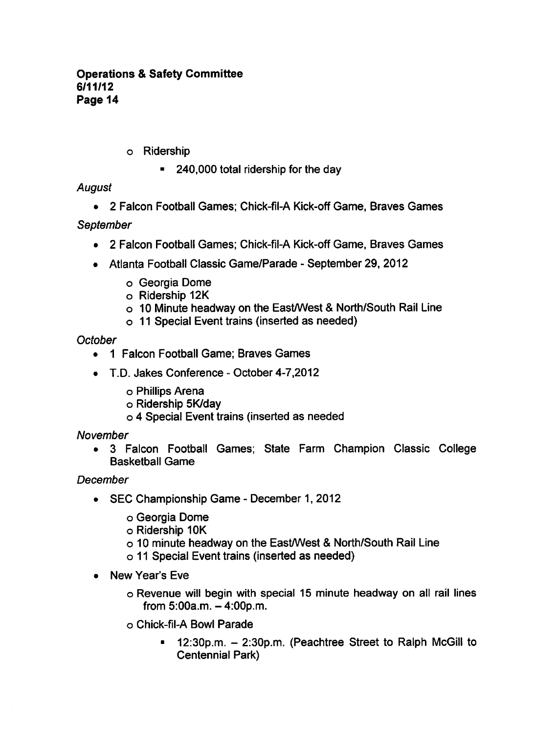- Ridership
  - 240,000 total ridership for the day

*August*

- 2 Falcon Football Games; Chick-fil-A Kick-off Game, Braves Games

*September*

- 2 Falcon Football Games; Chick-fil-A Kick-off Game, Braves Games
- Atlanta Football Classic Game/Parade - September 29, 2012
  - Georgia Dome
  - Ridership 12K
  - 10 Minute headway on the East/West & North/South Rail Line
  - 11 Special Event trains (inserted as needed)

*October*

- 1 Falcon Football Game; Braves Games
- T.D. Jakes Conference - October 4-7,2012
  - Phillips Arena
  - Ridership 5K/day
  - 4 Special Event trains (inserted as needed

*November*

- 3 Falcon Football Games; State Farm Champion Classic College Basketball Game

*December*

- SEC Championship Game - December 1, 2012
  - Georgia Dome
  - Ridership 10K
  - 10 minute headway on the East/West & North/South Rail Line
  - 11 Special Event trains (inserted as needed)
- New Year's Eve
  - Revenue will begin with special 15 minute headway on all rail lines from 5:00a.m. – 4:00p.m.
  - Chick-fil-A Bowl Parade
    - 12:30p.m. – 2:30p.m. (Peachtree Street to Ralph McGill to Centennial Park)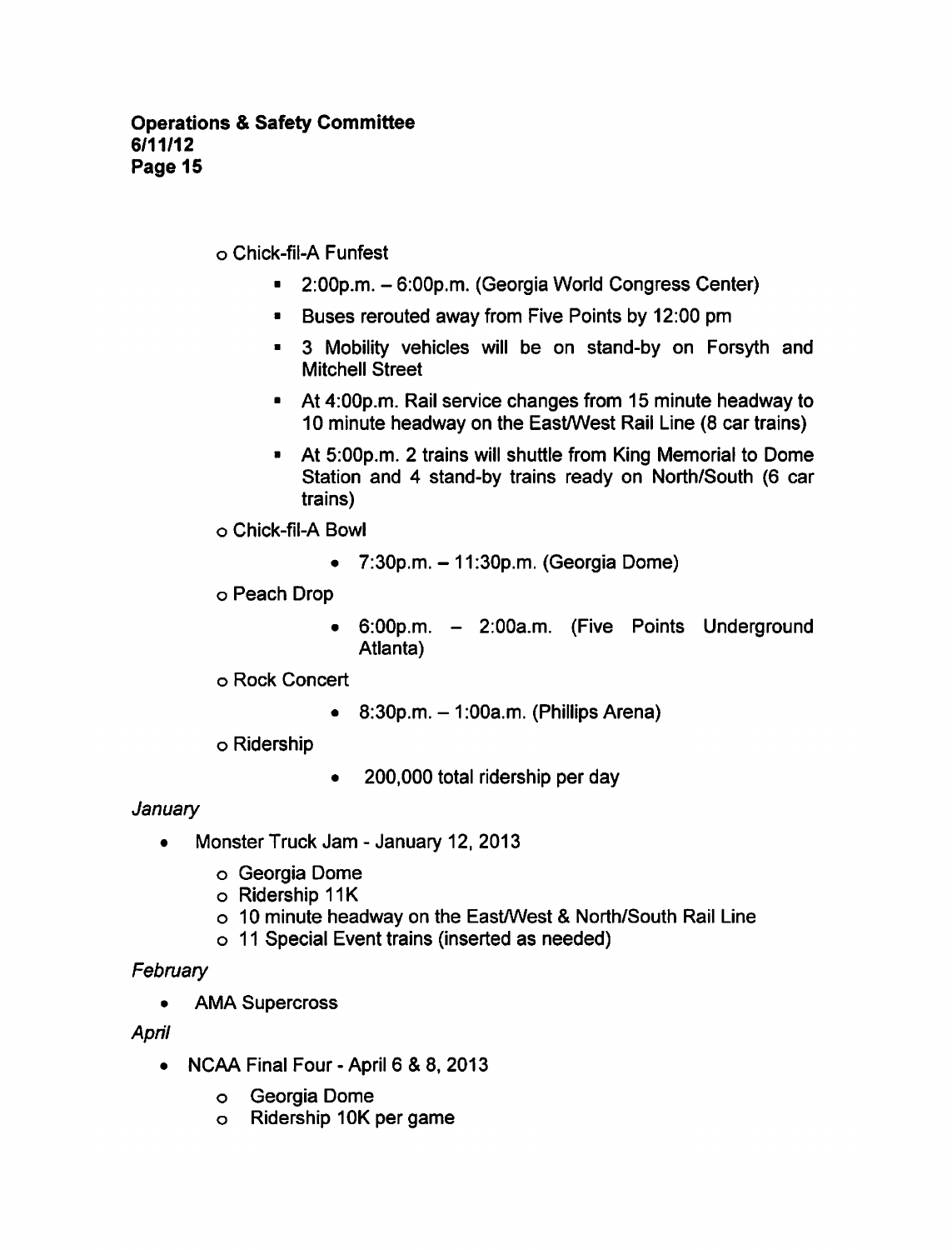- Chick-fil-A Funfest
  - 2:00p.m. – 6:00p.m. (Georgia World Congress Center)
  - Buses rerouted away from Five Points by 12:00 pm
  - 3 Mobility vehicles will be on stand-by on Forsyth and Mitchell Street
  - At 4:00p.m. Rail service changes from 15 minute headway to 10 minute headway on the East/West Rail Line (8 car trains)
  - At 5:00p.m. 2 trains will shuttle from King Memorial to Dome Station and 4 stand-by trains ready on North/South (6 car trains)
- Chick-fil-A Bowl
  - 7:30p.m. – 11:30p.m. (Georgia Dome)
- Peach Drop
  - 6:00p.m. – 2:00a.m. (Five Points Underground Atlanta)
- Rock Concert
  - 8:30p.m. – 1:00a.m. (Phillips Arena)
- Ridership
  - 200,000 total ridership per day

*January*

- Monster Truck Jam - January 12, 2013
  - Georgia Dome
  - Ridership 11K
  - 10 minute headway on the East/West & North/South Rail Line
  - 11 Special Event trains (inserted as needed)

*February*

- AMA Supercross

*April*

- NCAA Final Four - April 6 & 8, 2013
  - Georgia Dome
  - Ridership 10K per game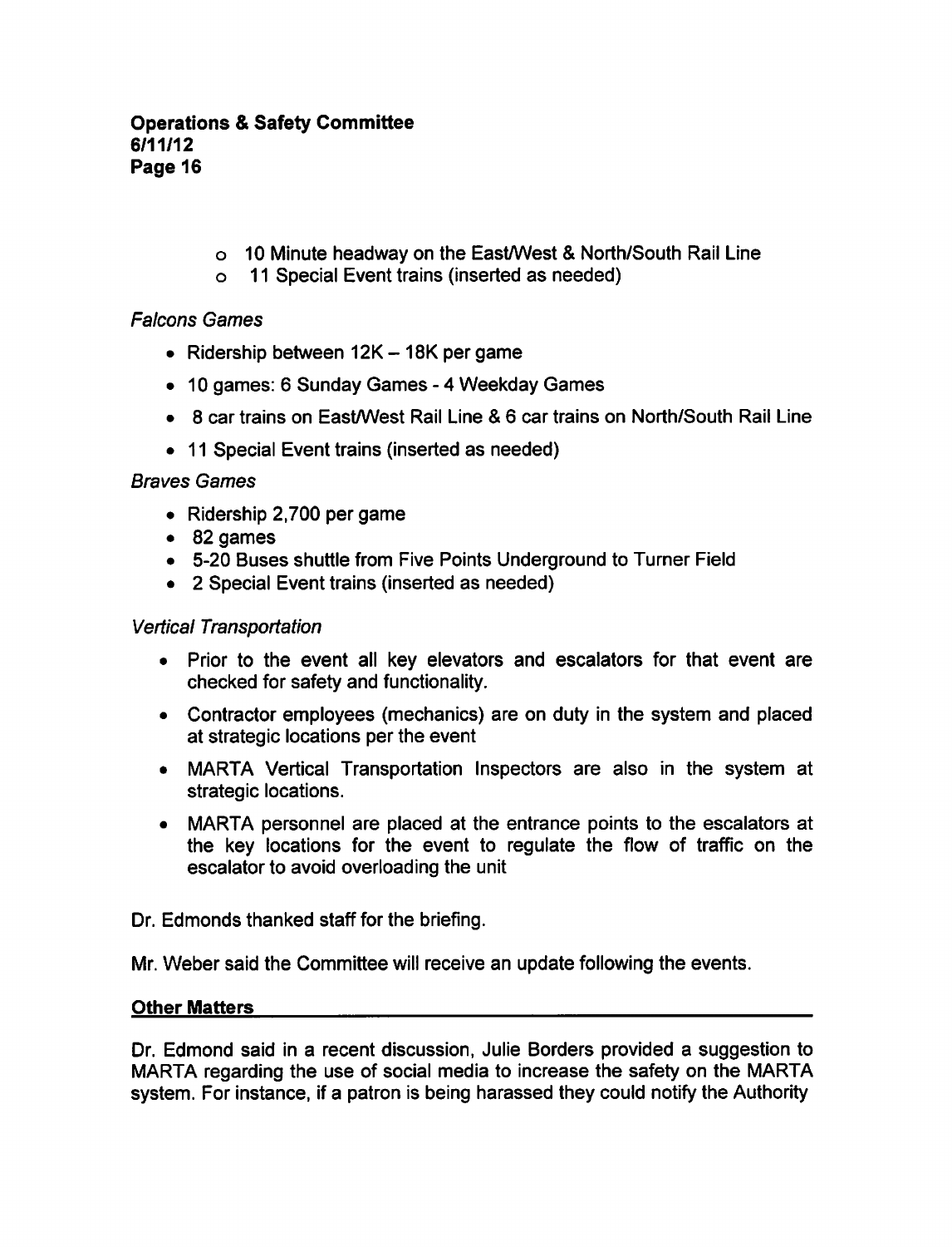- 10 Minute headway on the East/West & North/South Rail Line
- 11 Special Event trains (inserted as needed)

*Falcons Games*

- Ridership between 12K – 18K per game
- 10 games: 6 Sunday Games - 4 Weekday Games
- 8 car trains on East/West Rail Line & 6 car trains on North/South Rail Line
- 11 Special Event trains (inserted as needed)

*Braves Games*

- Ridership 2,700 per game
- 82 games
- 5-20 Buses shuttle from Five Points Underground to Turner Field
- 2 Special Event trains (inserted as needed)

*Vertical Transportation*

- Prior to the event all key elevators and escalators for that event are checked for safety and functionality.
- Contractor employees (mechanics) are on duty in the system and placed at strategic locations per the event
- MARTA Vertical Transportation Inspectors are also in the system at strategic locations.
- MARTA personnel are placed at the entrance points to the escalators at the key locations for the event to regulate the flow of traffic on the escalator to avoid overloading the unit

Dr. Edmonds thanked staff for the briefing.

Mr. Weber said the Committee will receive an update following the events.

**Other Matters**

Dr. Edmond said in a recent discussion, Julie Borders provided a suggestion to MARTA regarding the use of social media to increase the safety on the MARTA system. For instance, if a patron is being harassed they could notify the Authority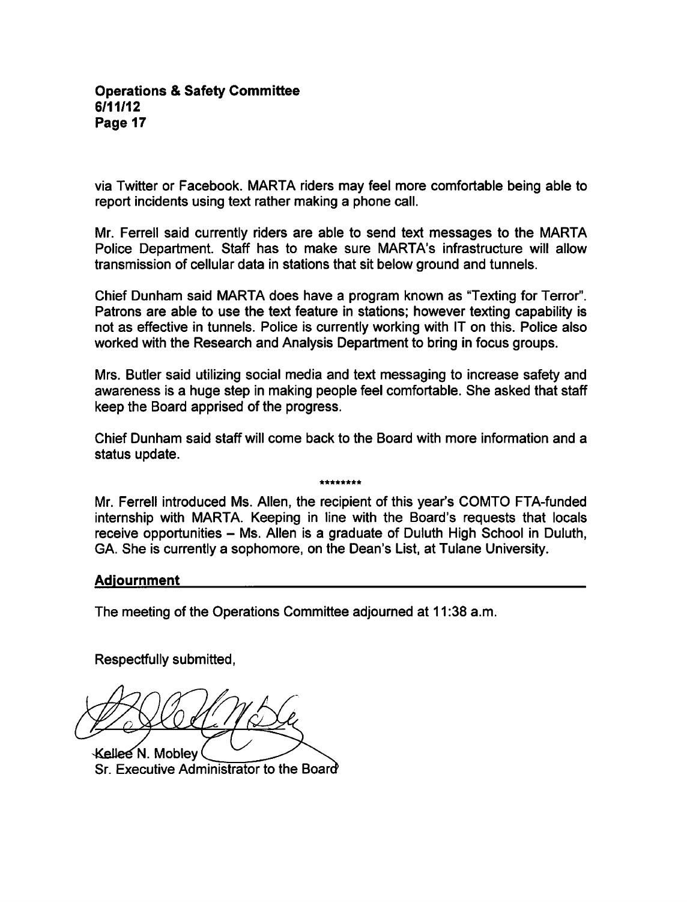via Twitter or Facebook. MARTA riders may feel more comfortable being able to report incidents using text rather making a phone call.

Mr. Ferrell said currently riders are able to send text messages to the MARTA Police Department. Staff has to make sure MARTA's infrastructure will allow transmission of cellular data in stations that sit below ground and tunnels.

Chief Dunham said MARTA does have a program known as "Texting for Terror". Patrons are able to use the text feature in stations; however texting capability is not as effective in tunnels. Police is currently working with IT on this. Police also worked with the Research and Analysis Department to bring in focus groups.

Mrs. Butler said utilizing social media and text messaging to increase safety and awareness is a huge step in making people feel comfortable. She asked that staff keep the Board apprised of the progress.

Chief Dunham said staff will come back to the Board with more information and a status update.

********

Mr. Ferrell introduced Ms. Allen, the recipient of this year's COMTO FTA-funded internship with MARTA. Keeping in line with the Board's requests that locals receive opportunities – Ms. Allen is a graduate of Duluth High School in Duluth, GA. She is currently a sophomore, on the Dean's List, at Tulane University.

## Adjournment

The meeting of the Operations Committee adjourned at 11:38 a.m.

Respectfully submitted,

Kellee N. Mobley
Sr. Executive Administrator to the Board